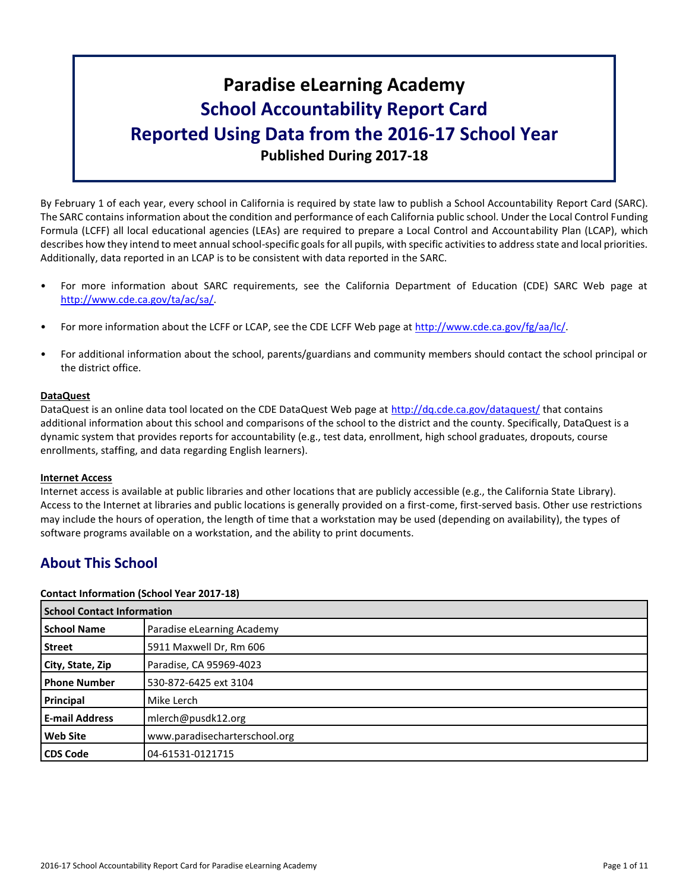# Paradise eLearning Academy
# School Accountability Report Card
# Reported Using Data from the 2016-17 School Year
**Published During 2017-18**

By February 1 of each year, every school in California is required by state law to publish a School Accountability Report Card (SARC). The SARC contains information about the condition and performance of each California public school. Under the Local Control Funding Formula (LCFF) all local educational agencies (LEAs) are required to prepare a Local Control and Accountability Plan (LCAP), which describes how they intend to meet annual school-specific goals for all pupils, with specific activities to address state and local priorities. Additionally, data reported in an LCAP is to be consistent with data reported in the SARC.

- For more information about SARC requirements, see the California Department of Education (CDE) SARC Web page at http://www.cde.ca.gov/ta/ac/sa/.
- For more information about the LCFF or LCAP, see the CDE LCFF Web page at http://www.cde.ca.gov/fg/aa/lc/.
- For additional information about the school, parents/guardians and community members should contact the school principal or the district office.

**DataQuest**

DataQuest is an online data tool located on the CDE DataQuest Web page at http://dq.cde.ca.gov/dataquest/ that contains additional information about this school and comparisons of the school to the district and the county. Specifically, DataQuest is a dynamic system that provides reports for accountability (e.g., test data, enrollment, high school graduates, dropouts, course enrollments, staffing, and data regarding English learners).

**Internet Access**

Internet access is available at public libraries and other locations that are publicly accessible (e.g., the California State Library). Access to the Internet at libraries and public locations is generally provided on a first-come, first-served basis. Other use restrictions may include the hours of operation, the length of time that a workstation may be used (depending on availability), the types of software programs available on a workstation, and the ability to print documents.

## About This School

**Contact Information (School Year 2017-18)**

| School Contact Information | |
|---|---|
| **School Name** | Paradise eLearning Academy |
| **Street** | 5911 Maxwell Dr, Rm 606 |
| **City, State, Zip** | Paradise, CA 95969-4023 |
| **Phone Number** | 530-872-6425 ext 3104 |
| **Principal** | Mike Lerch |
| **E-mail Address** | mlerch@pusdk12.org |
| **Web Site** | www.paradisecharterschool.org |
| **CDS Code** | 04-61531-0121715 |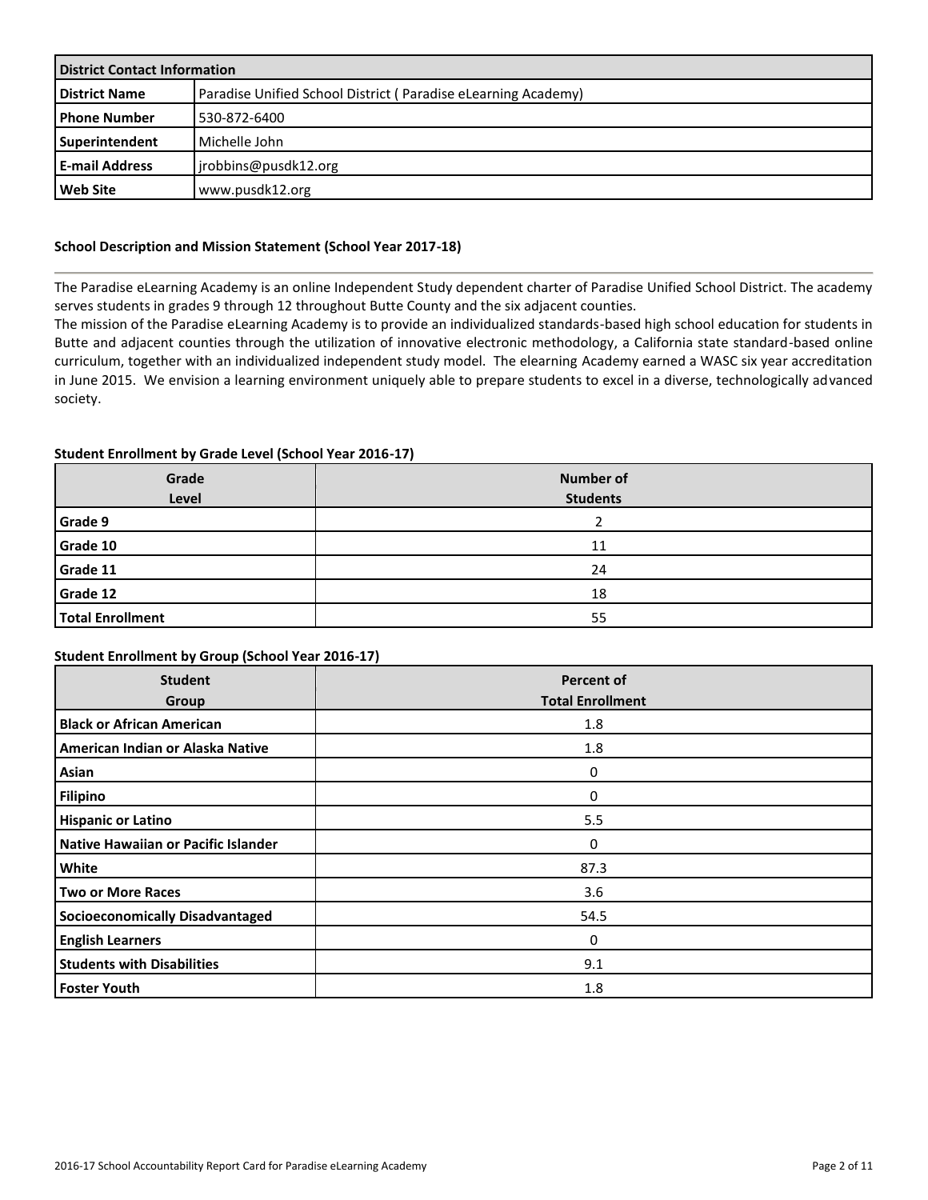| District Contact Information | |
|---|---|
| **District Name** | Paradise Unified School District ( Paradise eLearning Academy) |
| **Phone Number** | 530-872-6400 |
| **Superintendent** | Michelle John |
| **E-mail Address** | jrobbins@pusdk12.org |
| **Web Site** | www.pusdk12.org |

### School Description and Mission Statement (School Year 2017-18)

The Paradise eLearning Academy is an online Independent Study dependent charter of Paradise Unified School District. The academy serves students in grades 9 through 12 throughout Butte County and the six adjacent counties.

The mission of the Paradise eLearning Academy is to provide an individualized standards-based high school education for students in Butte and adjacent counties through the utilization of innovative electronic methodology, a California state standard-based online curriculum, together with an individualized independent study model. The elearning Academy earned a WASC six year accreditation in June 2015. We envision a learning environment uniquely able to prepare students to excel in a diverse, technologically advanced society.

### Student Enrollment by Grade Level (School Year 2016-17)

| Grade Level | Number of Students |
|---|---|
| **Grade 9** | 2 |
| **Grade 10** | 11 |
| **Grade 11** | 24 |
| **Grade 12** | 18 |
| **Total Enrollment** | 55 |

### Student Enrollment by Group (School Year 2016-17)

| Student Group | Percent of Total Enrollment |
|---|---|
| **Black or African American** | 1.8 |
| **American Indian or Alaska Native** | 1.8 |
| **Asian** | 0 |
| **Filipino** | 0 |
| **Hispanic or Latino** | 5.5 |
| **Native Hawaiian or Pacific Islander** | 0 |
| **White** | 87.3 |
| **Two or More Races** | 3.6 |
| **Socioeconomically Disadvantaged** | 54.5 |
| **English Learners** | 0 |
| **Students with Disabilities** | 9.1 |
| **Foster Youth** | 1.8 |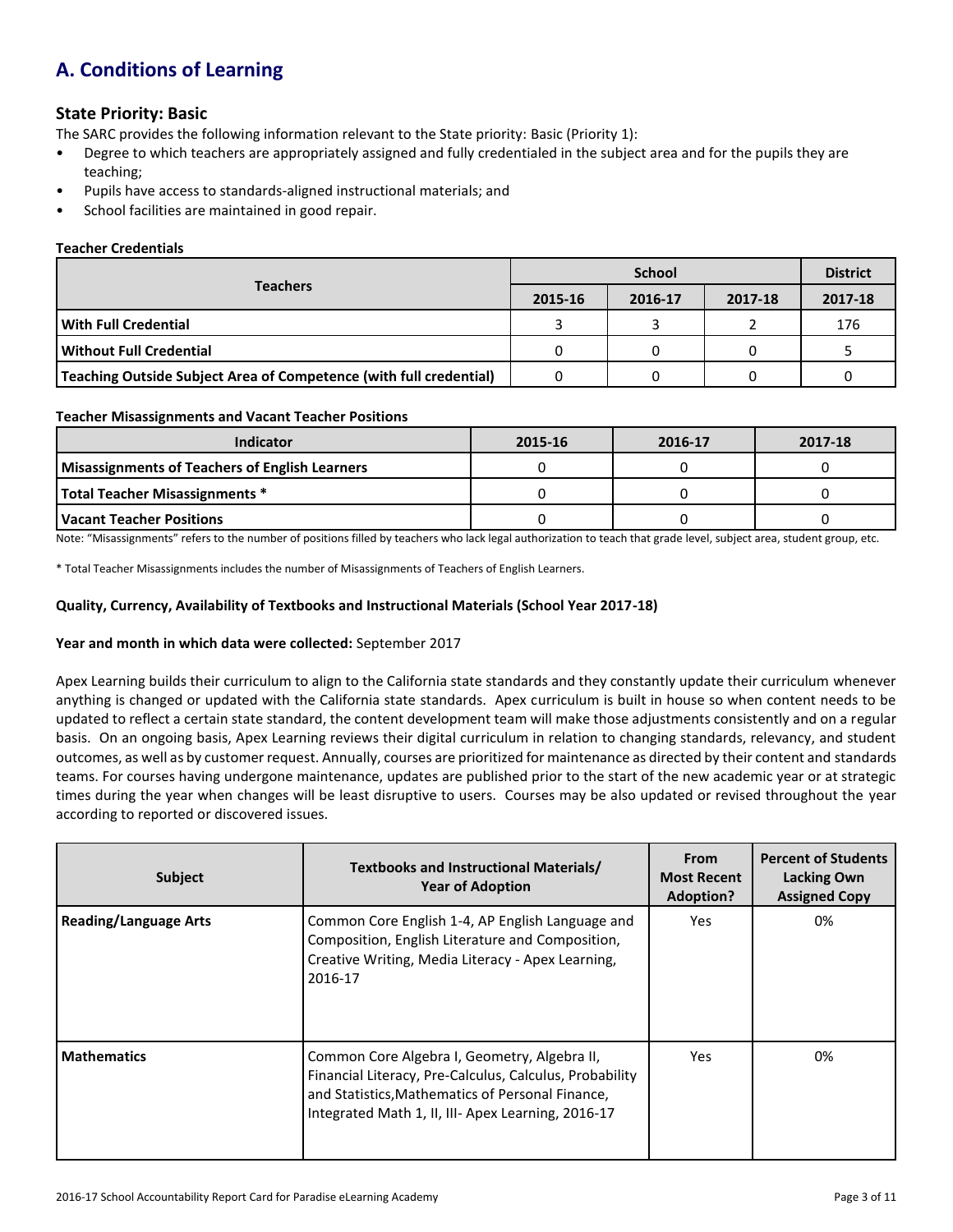## A. Conditions of Learning

### State Priority: Basic

The SARC provides the following information relevant to the State priority: Basic (Priority 1):

- Degree to which teachers are appropriately assigned and fully credentialed in the subject area and for the pupils they are teaching;
- Pupils have access to standards-aligned instructional materials; and
- School facilities are maintained in good repair.

#### Teacher Credentials

| Teachers | School | | | District |
|---|---|---|---|---|
| | 2015-16 | 2016-17 | 2017-18 | 2017-18 |
| **With Full Credential** | 3 | 3 | 2 | 176 |
| **Without Full Credential** | 0 | 0 | 0 | 5 |
| **Teaching Outside Subject Area of Competence (with full credential)** | 0 | 0 | 0 | 0 |

#### Teacher Misassignments and Vacant Teacher Positions

| Indicator | 2015-16 | 2016-17 | 2017-18 |
|---|---|---|---|
| **Misassignments of Teachers of English Learners** | 0 | 0 | 0 |
| **Total Teacher Misassignments *** | 0 | 0 | 0 |
| **Vacant Teacher Positions** | 0 | 0 | 0 |

Note: "Misassignments" refers to the number of positions filled by teachers who lack legal authorization to teach that grade level, subject area, student group, etc.

* Total Teacher Misassignments includes the number of Misassignments of Teachers of English Learners.

#### Quality, Currency, Availability of Textbooks and Instructional Materials (School Year 2017-18)

**Year and month in which data were collected:** September 2017

Apex Learning builds their curriculum to align to the California state standards and they constantly update their curriculum whenever anything is changed or updated with the California state standards. Apex curriculum is built in house so when content needs to be updated to reflect a certain state standard, the content development team will make those adjustments consistently and on a regular basis. On an ongoing basis, Apex Learning reviews their digital curriculum in relation to changing standards, relevancy, and student outcomes, as well as by customer request. Annually, courses are prioritized for maintenance as directed by their content and standards teams. For courses having undergone maintenance, updates are published prior to the start of the new academic year or at strategic times during the year when changes will be least disruptive to users. Courses may be also updated or revised throughout the year according to reported or discovered issues.

| Subject | Textbooks and Instructional Materials/ Year of Adoption | From Most Recent Adoption? | Percent of Students Lacking Own Assigned Copy |
|---|---|---|---|
| **Reading/Language Arts** | Common Core English 1-4, AP English Language and Composition, English Literature and Composition, Creative Writing, Media Literacy - Apex Learning, 2016-17 | Yes | 0% |
| **Mathematics** | Common Core Algebra I, Geometry, Algebra II, Financial Literacy, Pre-Calculus, Calculus, Probability and Statistics,Mathematics of Personal Finance, Integrated Math 1, II, III- Apex Learning, 2016-17 | Yes | 0% |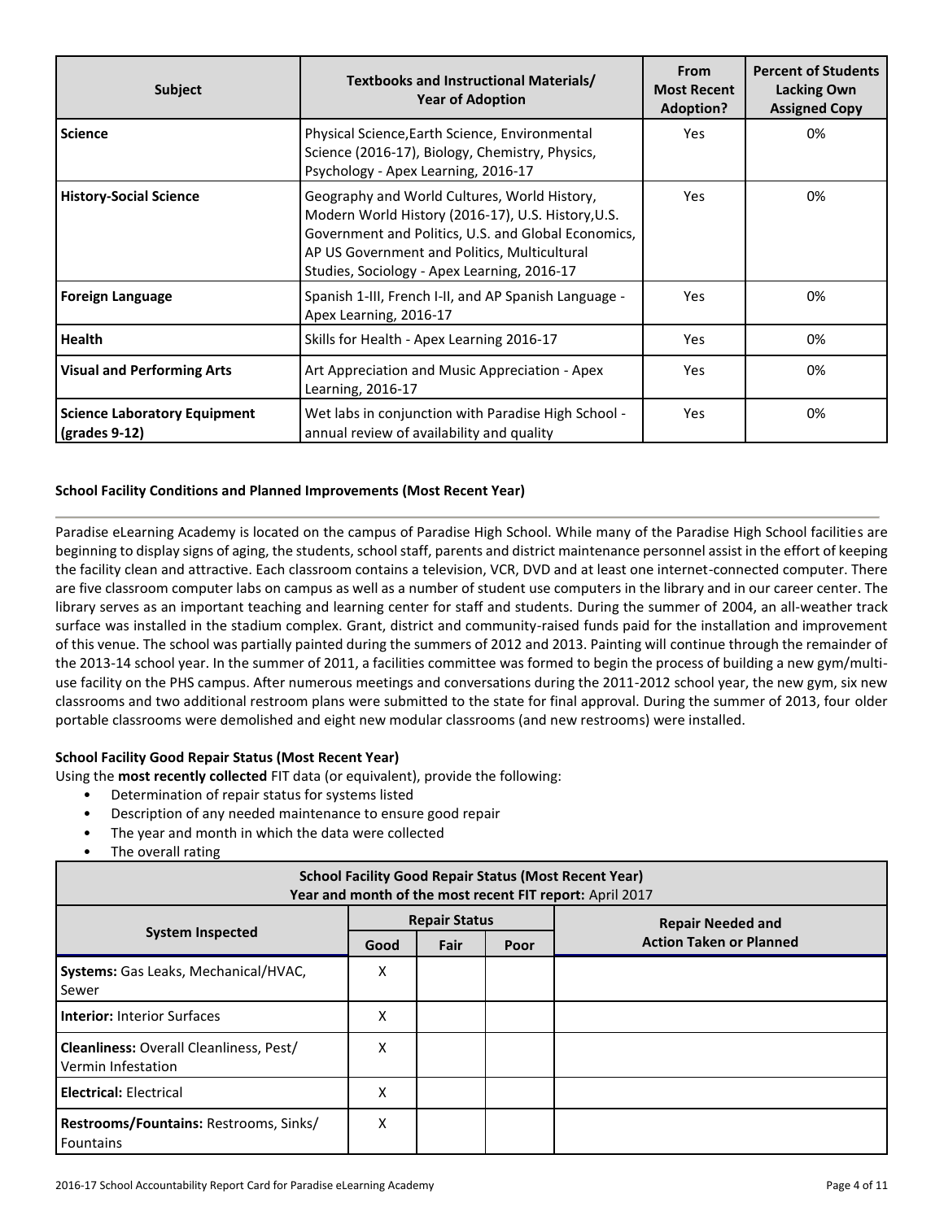| Subject | Textbooks and Instructional Materials/ Year of Adoption | From Most Recent Adoption? | Percent of Students Lacking Own Assigned Copy |
|---|---|---|---|
| **Science** | Physical Science,Earth Science, Environmental Science (2016-17), Biology, Chemistry, Physics, Psychology - Apex Learning, 2016-17 | Yes | 0% |
| **History-Social Science** | Geography and World Cultures, World History, Modern World History (2016-17), U.S. History,U.S. Government and Politics, U.S. and Global Economics, AP US Government and Politics, Multicultural Studies, Sociology - Apex Learning, 2016-17 | Yes | 0% |
| **Foreign Language** | Spanish 1-III, French I-II, and AP Spanish Language - Apex Learning, 2016-17 | Yes | 0% |
| **Health** | Skills for Health - Apex Learning 2016-17 | Yes | 0% |
| **Visual and Performing Arts** | Art Appreciation and Music Appreciation - Apex Learning, 2016-17 | Yes | 0% |
| **Science Laboratory Equipment (grades 9-12)** | Wet labs in conjunction with Paradise High School - annual review of availability and quality | Yes | 0% |

### School Facility Conditions and Planned Improvements (Most Recent Year)

Paradise eLearning Academy is located on the campus of Paradise High School. While many of the Paradise High School facilities are beginning to display signs of aging, the students, school staff, parents and district maintenance personnel assist in the effort of keeping the facility clean and attractive. Each classroom contains a television, VCR, DVD and at least one internet-connected computer. There are five classroom computer labs on campus as well as a number of student use computers in the library and in our career center. The library serves as an important teaching and learning center for staff and students. During the summer of 2004, an all-weather track surface was installed in the stadium complex. Grant, district and community-raised funds paid for the installation and improvement of this venue. The school was partially painted during the summers of 2012 and 2013. Painting will continue through the remainder of the 2013-14 school year. In the summer of 2011, a facilities committee was formed to begin the process of building a new gym/multi-use facility on the PHS campus. After numerous meetings and conversations during the 2011-2012 school year, the new gym, six new classrooms and two additional restroom plans were submitted to the state for final approval. During the summer of 2013, four older portable classrooms were demolished and eight new modular classrooms (and new restrooms) were installed.

### School Facility Good Repair Status (Most Recent Year)

Using the **most recently collected** FIT data (or equivalent), provide the following:

- Determination of repair status for systems listed
- Description of any needed maintenance to ensure good repair
- The year and month in which the data were collected
- The overall rating

**School Facility Good Repair Status (Most Recent Year)**
**Year and month of the most recent FIT report:** April 2017

| System Inspected | Repair Status | | | Repair Needed and Action Taken or Planned |
|---|---|---|---|---|
| | Good | Fair | Poor | |
| **Systems:** Gas Leaks, Mechanical/HVAC, Sewer | X | | | |
| **Interior:** Interior Surfaces | X | | | |
| **Cleanliness:** Overall Cleanliness, Pest/ Vermin Infestation | X | | | |
| **Electrical:** Electrical | X | | | |
| **Restrooms/Fountains:** Restrooms, Sinks/ Fountains | X | | | |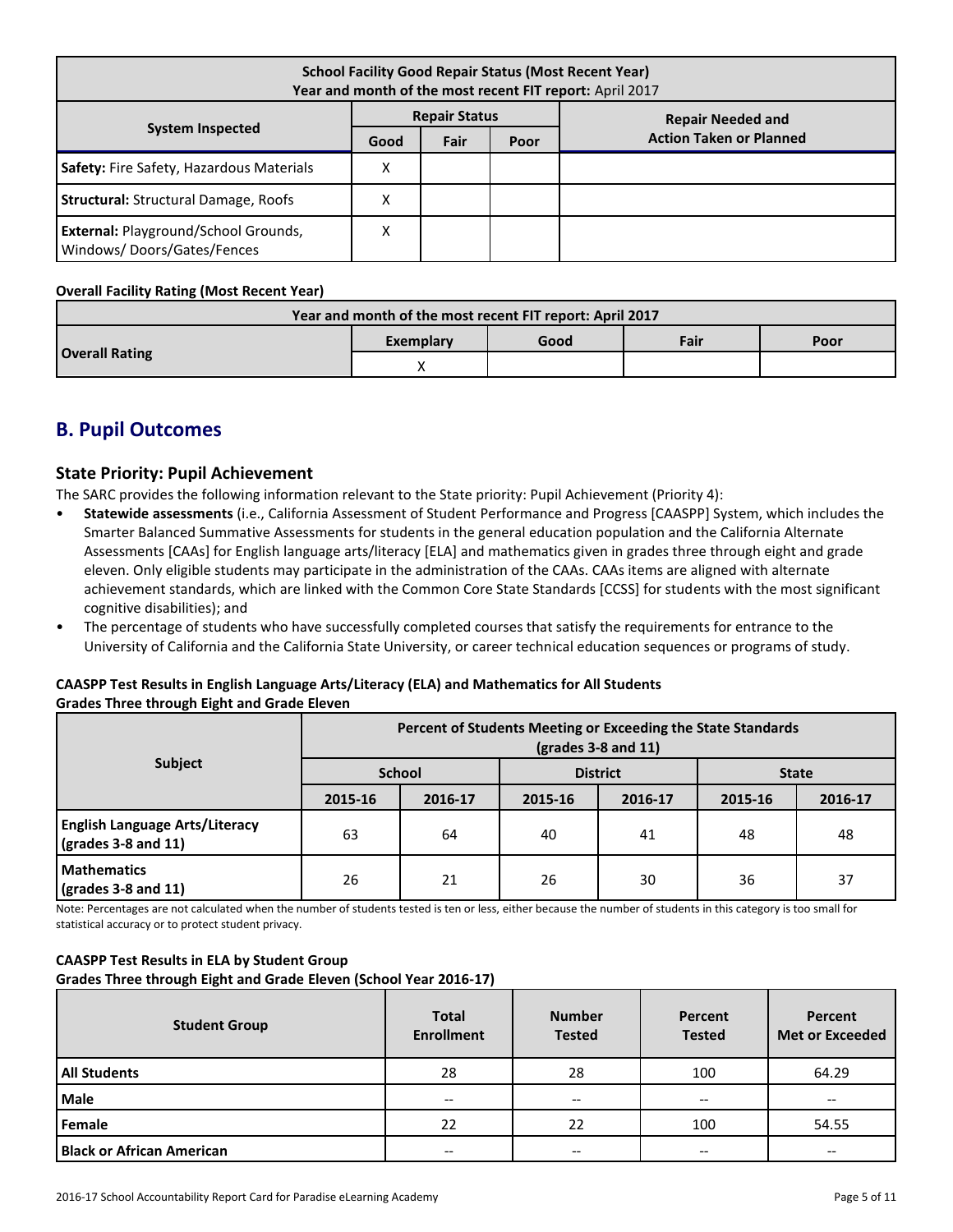| School Facility Good Repair Status (Most Recent Year)<br>Year and month of the most recent FIT report: April 2017 | | | | |
|---|---|---|---|---|
| System Inspected | Repair Status | | | Repair Needed and Action Taken or Planned |
| | Good | Fair | Poor | |
| **Safety:** Fire Safety, Hazardous Materials | X | | | |
| **Structural:** Structural Damage, Roofs | X | | | |
| **External:** Playground/School Grounds, Windows/ Doors/Gates/Fences | X | | | |

**Overall Facility Rating (Most Recent Year)**

| Year and month of the most recent FIT report: April 2017 | | | | |
|---|---|---|---|---|
| Overall Rating | Exemplary | Good | Fair | Poor |
| | X | | | |

## B. Pupil Outcomes

### State Priority: Pupil Achievement

The SARC provides the following information relevant to the State priority: Pupil Achievement (Priority 4):

- **Statewide assessments** (i.e., California Assessment of Student Performance and Progress [CAASPP] System, which includes the Smarter Balanced Summative Assessments for students in the general education population and the California Alternate Assessments [CAAs] for English language arts/literacy [ELA] and mathematics given in grades three through eight and grade eleven. Only eligible students may participate in the administration of the CAAs. CAAs items are aligned with alternate achievement standards, which are linked with the Common Core State Standards [CCSS] for students with the most significant cognitive disabilities); and
- The percentage of students who have successfully completed courses that satisfy the requirements for entrance to the University of California and the California State University, or career technical education sequences or programs of study.

**CAASPP Test Results in English Language Arts/Literacy (ELA) and Mathematics for All Students**
**Grades Three through Eight and Grade Eleven**

| Subject | Percent of Students Meeting or Exceeding the State Standards (grades 3-8 and 11) | | | | | |
|---|---|---|---|---|---|---|
| | School | | District | | State | |
| | 2015-16 | 2016-17 | 2015-16 | 2016-17 | 2015-16 | 2016-17 |
| **English Language Arts/Literacy (grades 3-8 and 11)** | 63 | 64 | 40 | 41 | 48 | 48 |
| **Mathematics (grades 3-8 and 11)** | 26 | 21 | 26 | 30 | 36 | 37 |

Note: Percentages are not calculated when the number of students tested is ten or less, either because the number of students in this category is too small for statistical accuracy or to protect student privacy.

**CAASPP Test Results in ELA by Student Group**
**Grades Three through Eight and Grade Eleven (School Year 2016-17)**

| Student Group | Total Enrollment | Number Tested | Percent Tested | Percent Met or Exceeded |
|---|---|---|---|---|
| **All Students** | 28 | 28 | 100 | 64.29 |
| **Male** | -- | -- | -- | -- |
| **Female** | 22 | 22 | 100 | 54.55 |
| **Black or African American** | -- | -- | -- | -- |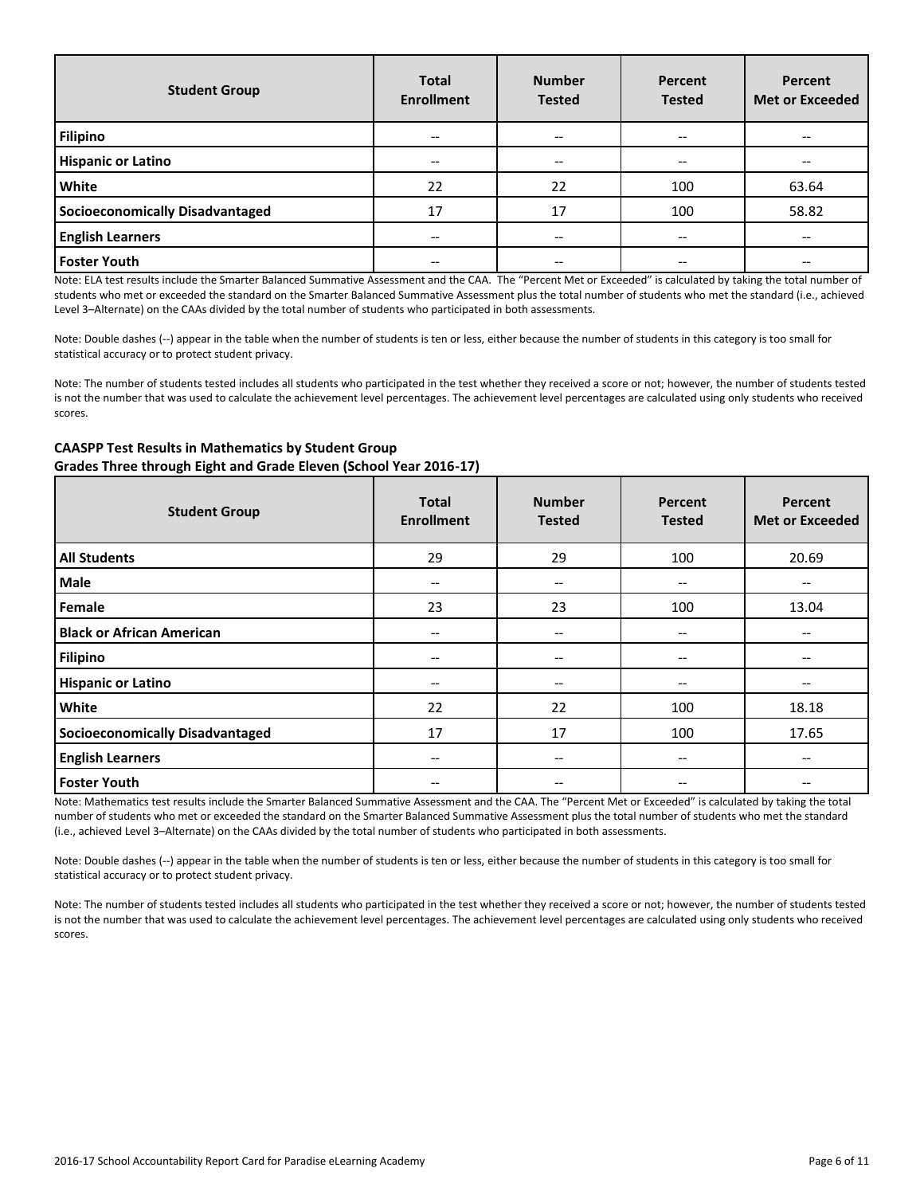| Student Group | Total Enrollment | Number Tested | Percent Tested | Percent Met or Exceeded |
|---|---|---|---|---|
| Filipino | -- | -- | -- | -- |
| Hispanic or Latino | -- | -- | -- | -- |
| White | 22 | 22 | 100 | 63.64 |
| Socioeconomically Disadvantaged | 17 | 17 | 100 | 58.82 |
| English Learners | -- | -- | -- | -- |
| Foster Youth | -- | -- | -- | -- |

Note: ELA test results include the Smarter Balanced Summative Assessment and the CAA. The "Percent Met or Exceeded" is calculated by taking the total number of students who met or exceeded the standard on the Smarter Balanced Summative Assessment plus the total number of students who met the standard (i.e., achieved Level 3–Alternate) on the CAAs divided by the total number of students who participated in both assessments.

Note: Double dashes (--) appear in the table when the number of students is ten or less, either because the number of students in this category is too small for statistical accuracy or to protect student privacy.

Note: The number of students tested includes all students who participated in the test whether they received a score or not; however, the number of students tested is not the number that was used to calculate the achievement level percentages. The achievement level percentages are calculated using only students who received scores.

**CAASPP Test Results in Mathematics by Student Group**
**Grades Three through Eight and Grade Eleven (School Year 2016-17)**

| Student Group | Total Enrollment | Number Tested | Percent Tested | Percent Met or Exceeded |
|---|---|---|---|---|
| All Students | 29 | 29 | 100 | 20.69 |
| Male | -- | -- | -- | -- |
| Female | 23 | 23 | 100 | 13.04 |
| Black or African American | -- | -- | -- | -- |
| Filipino | -- | -- | -- | -- |
| Hispanic or Latino | -- | -- | -- | -- |
| White | 22 | 22 | 100 | 18.18 |
| Socioeconomically Disadvantaged | 17 | 17 | 100 | 17.65 |
| English Learners | -- | -- | -- | -- |
| Foster Youth | -- | -- | -- | -- |

Note: Mathematics test results include the Smarter Balanced Summative Assessment and the CAA. The "Percent Met or Exceeded" is calculated by taking the total number of students who met or exceeded the standard on the Smarter Balanced Summative Assessment plus the total number of students who met the standard (i.e., achieved Level 3–Alternate) on the CAAs divided by the total number of students who participated in both assessments.

Note: Double dashes (--) appear in the table when the number of students is ten or less, either because the number of students in this category is too small for statistical accuracy or to protect student privacy.

Note: The number of students tested includes all students who participated in the test whether they received a score or not; however, the number of students tested is not the number that was used to calculate the achievement level percentages. The achievement level percentages are calculated using only students who received scores.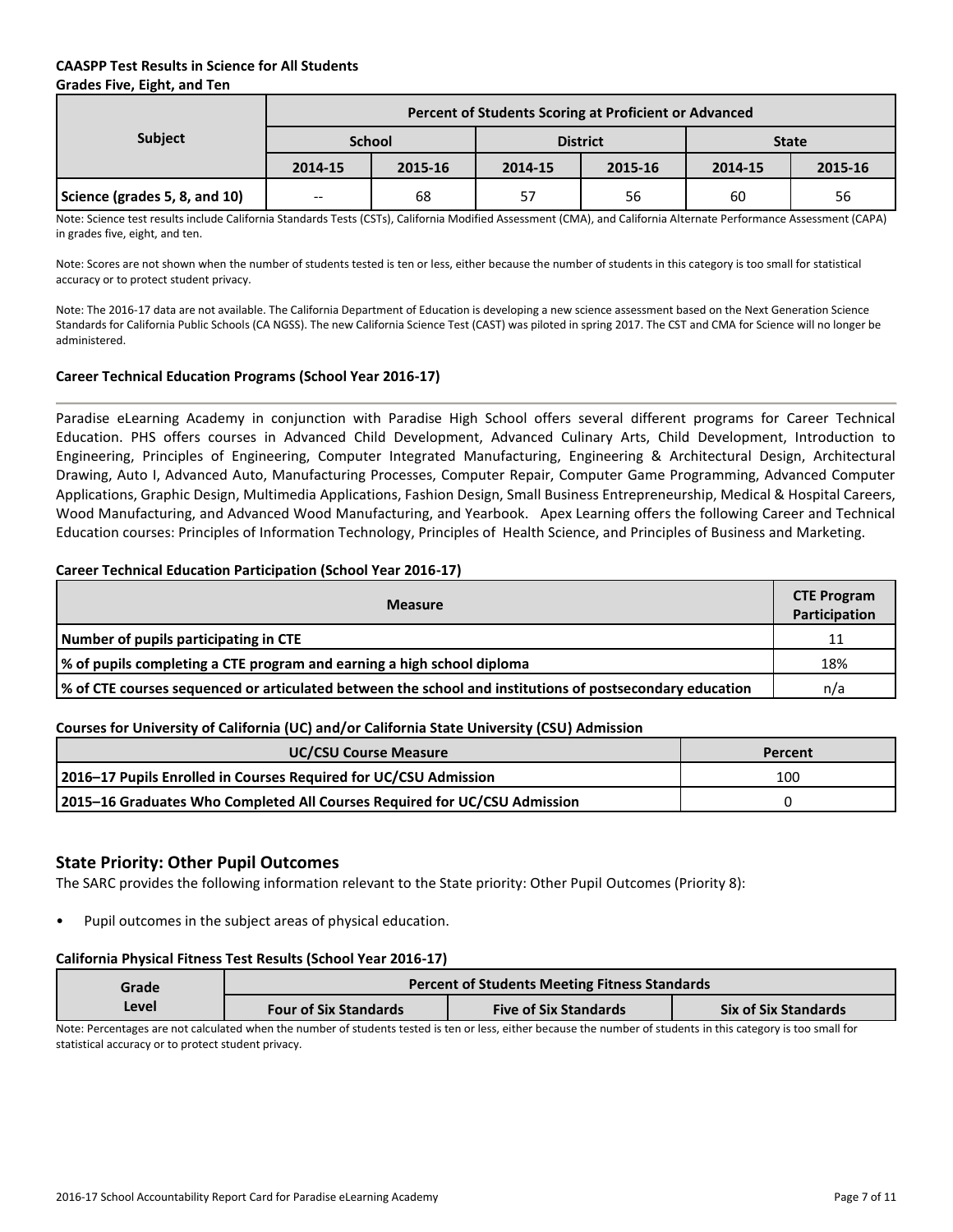**CAASPP Test Results in Science for All Students**
**Grades Five, Eight, and Ten**

| Subject | Percent of Students Scoring at Proficient or Advanced | | | | | |
|---|---|---|---|---|---|---|
| | School | | District | | State | |
| | 2014-15 | 2015-16 | 2014-15 | 2015-16 | 2014-15 | 2015-16 |
| Science (grades 5, 8, and 10) | -- | 68 | 57 | 56 | 60 | 56 |

Note: Science test results include California Standards Tests (CSTs), California Modified Assessment (CMA), and California Alternate Performance Assessment (CAPA) in grades five, eight, and ten.

Note: Scores are not shown when the number of students tested is ten or less, either because the number of students in this category is too small for statistical accuracy or to protect student privacy.

Note: The 2016-17 data are not available. The California Department of Education is developing a new science assessment based on the Next Generation Science Standards for California Public Schools (CA NGSS). The new California Science Test (CAST) was piloted in spring 2017. The CST and CMA for Science will no longer be administered.

**Career Technical Education Programs (School Year 2016-17)**

Paradise eLearning Academy in conjunction with Paradise High School offers several different programs for Career Technical Education. PHS offers courses in Advanced Child Development, Advanced Culinary Arts, Child Development, Introduction to Engineering, Principles of Engineering, Computer Integrated Manufacturing, Engineering & Architectural Design, Architectural Drawing, Auto I, Advanced Auto, Manufacturing Processes, Computer Repair, Computer Game Programming, Advanced Computer Applications, Graphic Design, Multimedia Applications, Fashion Design, Small Business Entrepreneurship, Medical & Hospital Careers, Wood Manufacturing, and Advanced Wood Manufacturing, and Yearbook. Apex Learning offers the following Career and Technical Education courses: Principles of Information Technology, Principles of Health Science, and Principles of Business and Marketing.

**Career Technical Education Participation (School Year 2016-17)**

| Measure | CTE Program Participation |
|---|---|
| Number of pupils participating in CTE | 11 |
| % of pupils completing a CTE program and earning a high school diploma | 18% |
| % of CTE courses sequenced or articulated between the school and institutions of postsecondary education | n/a |

**Courses for University of California (UC) and/or California State University (CSU) Admission**

| UC/CSU Course Measure | Percent |
|---|---|
| 2016–17 Pupils Enrolled in Courses Required for UC/CSU Admission | 100 |
| 2015–16 Graduates Who Completed All Courses Required for UC/CSU Admission | 0 |

## State Priority: Other Pupil Outcomes

The SARC provides the following information relevant to the State priority: Other Pupil Outcomes (Priority 8):

- Pupil outcomes in the subject areas of physical education.

**California Physical Fitness Test Results (School Year 2016-17)**

| Grade Level | Percent of Students Meeting Fitness Standards | | |
|---|---|---|---|
| | Four of Six Standards | Five of Six Standards | Six of Six Standards |

Note: Percentages are not calculated when the number of students tested is ten or less, either because the number of students in this category is too small for statistical accuracy or to protect student privacy.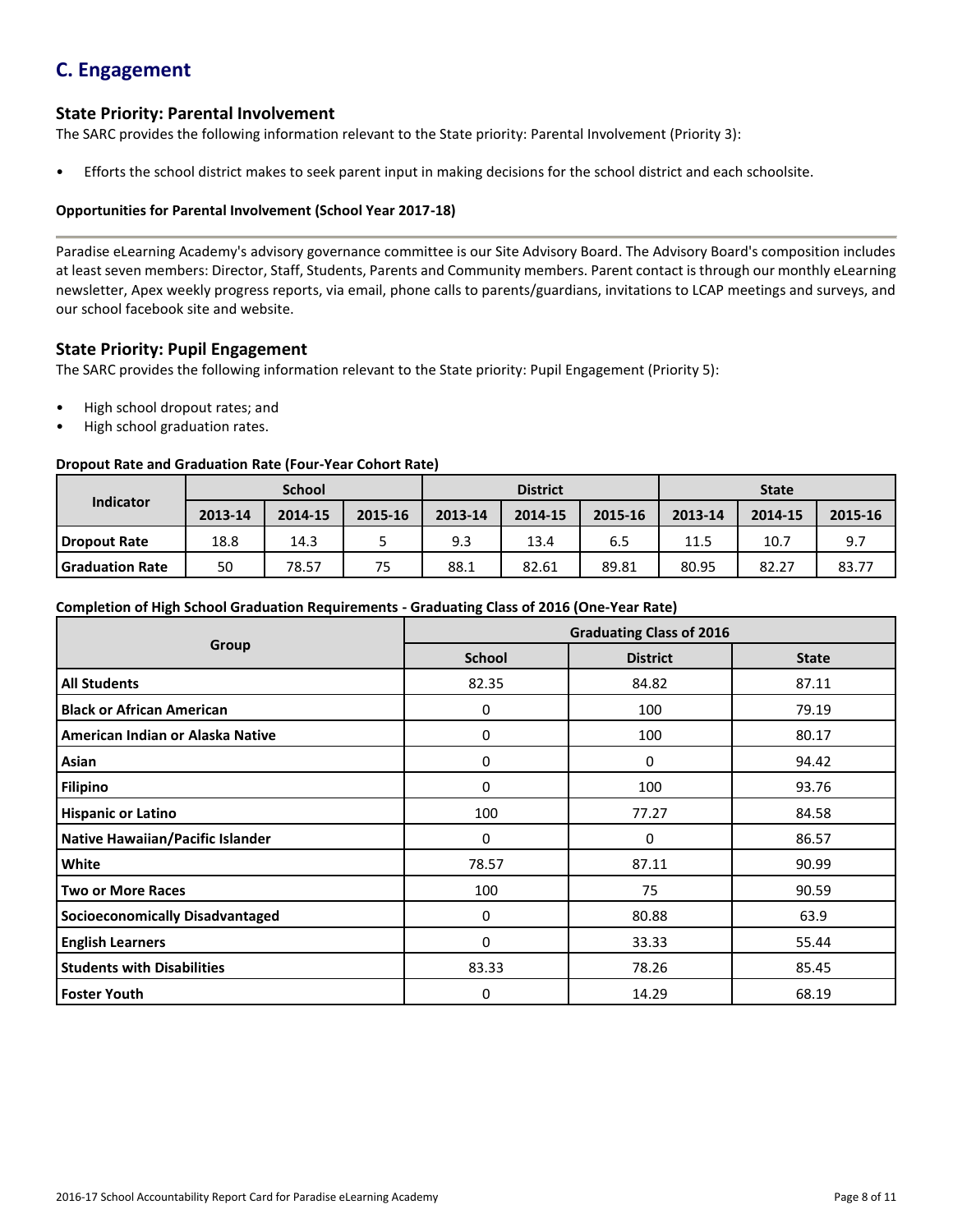## C. Engagement

### State Priority: Parental Involvement

The SARC provides the following information relevant to the State priority: Parental Involvement (Priority 3):

- Efforts the school district makes to seek parent input in making decisions for the school district and each schoolsite.

#### Opportunities for Parental Involvement (School Year 2017-18)

Paradise eLearning Academy's advisory governance committee is our Site Advisory Board. The Advisory Board's composition includes at least seven members: Director, Staff, Students, Parents and Community members. Parent contact is through our monthly eLearning newsletter, Apex weekly progress reports, via email, phone calls to parents/guardians, invitations to LCAP meetings and surveys, and our school facebook site and website.

### State Priority: Pupil Engagement

The SARC provides the following information relevant to the State priority: Pupil Engagement (Priority 5):

- High school dropout rates; and
- High school graduation rates.

#### Dropout Rate and Graduation Rate (Four-Year Cohort Rate)

| Indicator | School | | | District | | | State | | |
|---|---|---|---|---|---|---|---|---|---|
| | 2013-14 | 2014-15 | 2015-16 | 2013-14 | 2014-15 | 2015-16 | 2013-14 | 2014-15 | 2015-16 |
| Dropout Rate | 18.8 | 14.3 | 5 | 9.3 | 13.4 | 6.5 | 11.5 | 10.7 | 9.7 |
| Graduation Rate | 50 | 78.57 | 75 | 88.1 | 82.61 | 89.81 | 80.95 | 82.27 | 83.77 |

#### Completion of High School Graduation Requirements - Graduating Class of 2016 (One-Year Rate)

| Group | Graduating Class of 2016 | | |
|---|---|---|---|
| | School | District | State |
| All Students | 82.35 | 84.82 | 87.11 |
| Black or African American | 0 | 100 | 79.19 |
| American Indian or Alaska Native | 0 | 100 | 80.17 |
| Asian | 0 | 0 | 94.42 |
| Filipino | 0 | 100 | 93.76 |
| Hispanic or Latino | 100 | 77.27 | 84.58 |
| Native Hawaiian/Pacific Islander | 0 | 0 | 86.57 |
| White | 78.57 | 87.11 | 90.99 |
| Two or More Races | 100 | 75 | 90.59 |
| Socioeconomically Disadvantaged | 0 | 80.88 | 63.9 |
| English Learners | 0 | 33.33 | 55.44 |
| Students with Disabilities | 83.33 | 78.26 | 85.45 |
| Foster Youth | 0 | 14.29 | 68.19 |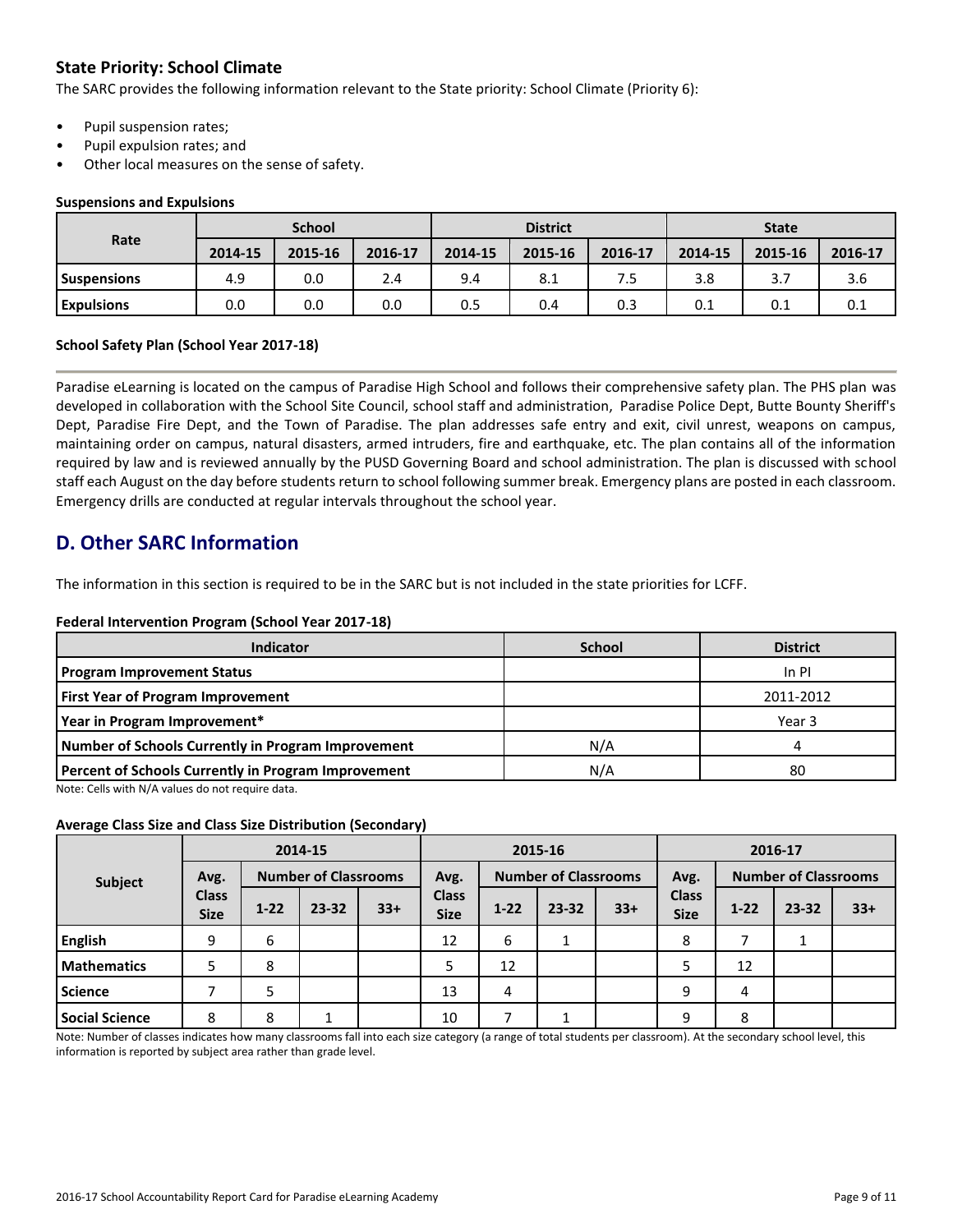### State Priority: School Climate

The SARC provides the following information relevant to the State priority: School Climate (Priority 6):

- Pupil suspension rates;
- Pupil expulsion rates; and
- Other local measures on the sense of safety.

**Suspensions and Expulsions**

| Rate | School | | | District | | | State | | |
|---|---|---|---|---|---|---|---|---|---|
| | 2014-15 | 2015-16 | 2016-17 | 2014-15 | 2015-16 | 2016-17 | 2014-15 | 2015-16 | 2016-17 |
| **Suspensions** | 4.9 | 0.0 | 2.4 | 9.4 | 8.1 | 7.5 | 3.8 | 3.7 | 3.6 |
| **Expulsions** | 0.0 | 0.0 | 0.0 | 0.5 | 0.4 | 0.3 | 0.1 | 0.1 | 0.1 |

**School Safety Plan (School Year 2017-18)**

Paradise eLearning is located on the campus of Paradise High School and follows their comprehensive safety plan. The PHS plan was developed in collaboration with the School Site Council, school staff and administration, Paradise Police Dept, Butte Bounty Sheriff's Dept, Paradise Fire Dept, and the Town of Paradise. The plan addresses safe entry and exit, civil unrest, weapons on campus, maintaining order on campus, natural disasters, armed intruders, fire and earthquake, etc. The plan contains all of the information required by law and is reviewed annually by the PUSD Governing Board and school administration. The plan is discussed with school staff each August on the day before students return to school following summer break. Emergency plans are posted in each classroom. Emergency drills are conducted at regular intervals throughout the school year.

## D. Other SARC Information

The information in this section is required to be in the SARC but is not included in the state priorities for LCFF.

**Federal Intervention Program (School Year 2017-18)**

| Indicator | School | District |
|---|---|---|
| **Program Improvement Status** | | In PI |
| **First Year of Program Improvement** | | 2011-2012 |
| **Year in Program Improvement*** | | Year 3 |
| **Number of Schools Currently in Program Improvement** | N/A | 4 |
| **Percent of Schools Currently in Program Improvement** | N/A | 80 |

Note: Cells with N/A values do not require data.

**Average Class Size and Class Size Distribution (Secondary)**

| Subject | 2014-15 | | | | 2015-16 | | | | 2016-17 | | | |
|---|---|---|---|---|---|---|---|---|---|---|---|---|
| | Avg. Class Size | Number of Classrooms | | | Avg. Class Size | Number of Classrooms | | | Avg. Class Size | Number of Classrooms | | |
| | | 1-22 | 23-32 | 33+ | | 1-22 | 23-32 | 33+ | | 1-22 | 23-32 | 33+ |
| **English** | 9 | 6 | | | 12 | 6 | 1 | | 8 | 7 | 1 | |
| **Mathematics** | 5 | 8 | | | 5 | 12 | | | 5 | 12 | | |
| **Science** | 7 | 5 | | | 13 | 4 | | | 9 | 4 | | |
| **Social Science** | 8 | 8 | 1 | | 10 | 7 | 1 | | 9 | 8 | | |

Note: Number of classes indicates how many classrooms fall into each size category (a range of total students per classroom). At the secondary school level, this information is reported by subject area rather than grade level.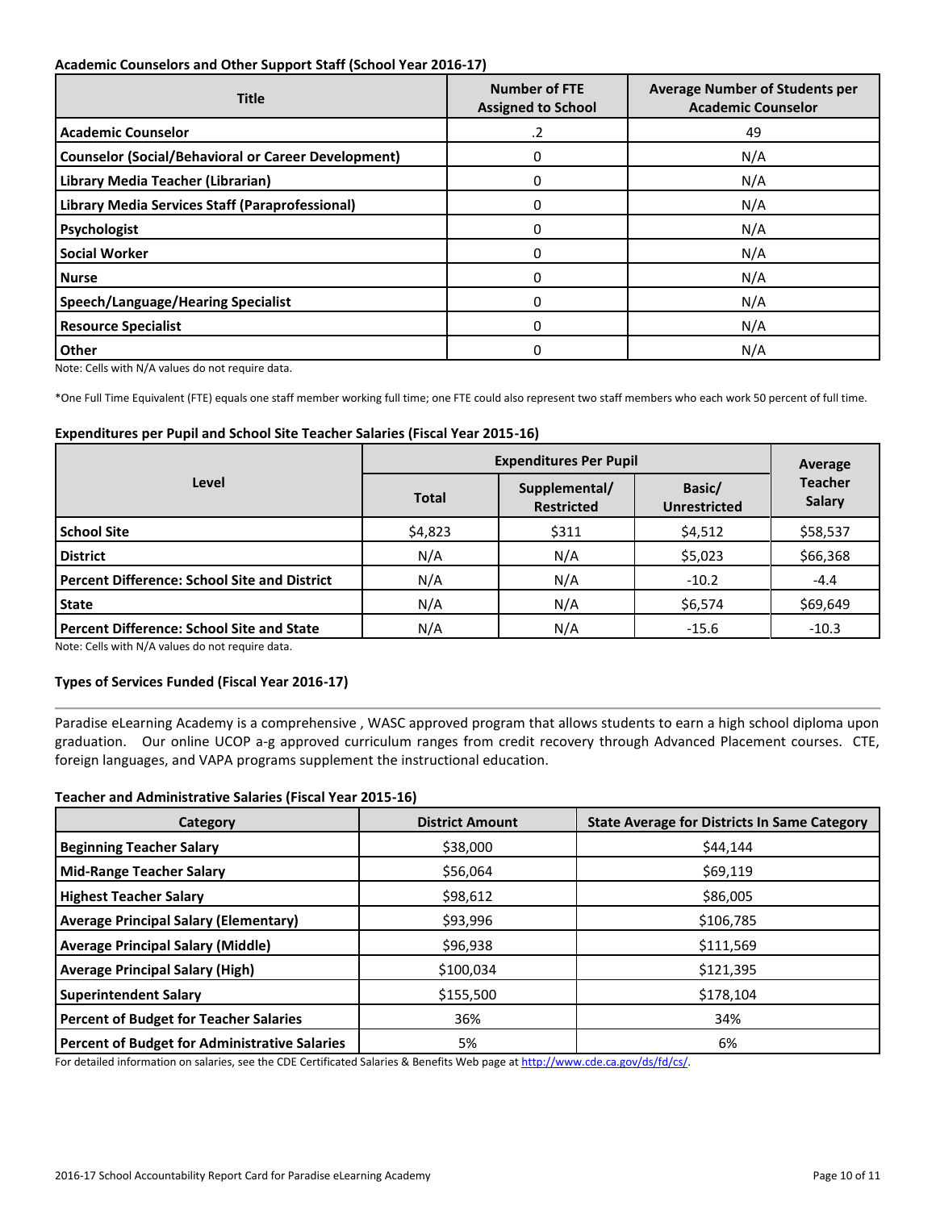**Academic Counselors and Other Support Staff (School Year 2016-17)**

| Title | Number of FTE Assigned to School | Average Number of Students per Academic Counselor |
|---|---|---|
| Academic Counselor | .2 | 49 |
| Counselor (Social/Behavioral or Career Development) | 0 | N/A |
| Library Media Teacher (Librarian) | 0 | N/A |
| Library Media Services Staff (Paraprofessional) | 0 | N/A |
| Psychologist | 0 | N/A |
| Social Worker | 0 | N/A |
| Nurse | 0 | N/A |
| Speech/Language/Hearing Specialist | 0 | N/A |
| Resource Specialist | 0 | N/A |
| Other | 0 | N/A |

Note: Cells with N/A values do not require data.

*One Full Time Equivalent (FTE) equals one staff member working full time; one FTE could also represent two staff members who each work 50 percent of full time.

**Expenditures per Pupil and School Site Teacher Salaries (Fiscal Year 2015-16)**

| Level | Expenditures Per Pupil | | | Average Teacher Salary |
|---|---|---|---|---|
| | Total | Supplemental/ Restricted | Basic/ Unrestricted | |
| School Site | $4,823 | $311 | $4,512 | $58,537 |
| District | N/A | N/A | $5,023 | $66,368 |
| Percent Difference: School Site and District | N/A | N/A | -10.2 | -4.4 |
| State | N/A | N/A | $6,574 | $69,649 |
| Percent Difference: School Site and State | N/A | N/A | -15.6 | -10.3 |

Note: Cells with N/A values do not require data.

**Types of Services Funded (Fiscal Year 2016-17)**

Paradise eLearning Academy is a comprehensive , WASC approved program that allows students to earn a high school diploma upon graduation. Our online UCOP a-g approved curriculum ranges from credit recovery through Advanced Placement courses. CTE, foreign languages, and VAPA programs supplement the instructional education.

**Teacher and Administrative Salaries (Fiscal Year 2015-16)**

| Category | District Amount | State Average for Districts In Same Category |
|---|---|---|
| Beginning Teacher Salary | $38,000 | $44,144 |
| Mid-Range Teacher Salary | $56,064 | $69,119 |
| Highest Teacher Salary | $98,612 | $86,005 |
| Average Principal Salary (Elementary) | $93,996 | $106,785 |
| Average Principal Salary (Middle) | $96,938 | $111,569 |
| Average Principal Salary (High) | $100,034 | $121,395 |
| Superintendent Salary | $155,500 | $178,104 |
| Percent of Budget for Teacher Salaries | 36% | 34% |
| Percent of Budget for Administrative Salaries | 5% | 6% |

For detailed information on salaries, see the CDE Certificated Salaries & Benefits Web page at http://www.cde.ca.gov/ds/fd/cs/.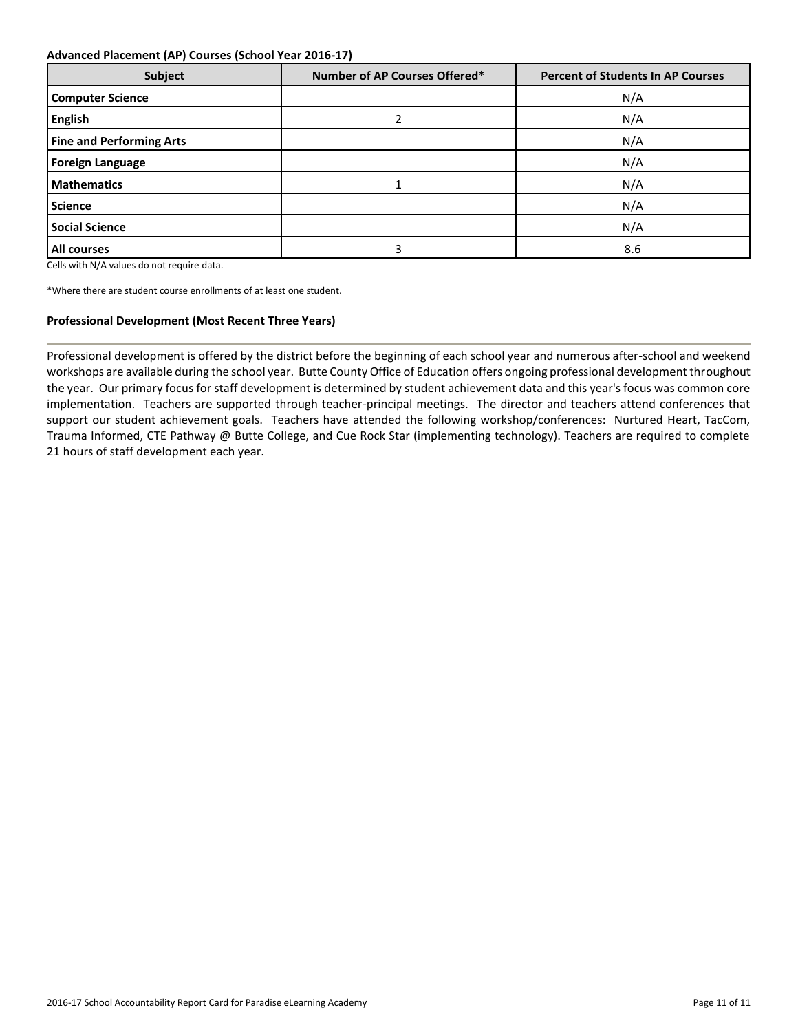**Advanced Placement (AP) Courses (School Year 2016-17)**

| Subject | Number of AP Courses Offered* | Percent of Students In AP Courses |
|---|---|---|
| **Computer Science** | | N/A |
| **English** | 2 | N/A |
| **Fine and Performing Arts** | | N/A |
| **Foreign Language** | | N/A |
| **Mathematics** | 1 | N/A |
| **Science** | | N/A |
| **Social Science** | | N/A |
| **All courses** | 3 | 8.6 |

Cells with N/A values do not require data.

*Where there are student course enrollments of at least one student.

**Professional Development (Most Recent Three Years)**

Professional development is offered by the district before the beginning of each school year and numerous after-school and weekend workshops are available during the school year. Butte County Office of Education offers ongoing professional development throughout the year. Our primary focus for staff development is determined by student achievement data and this year's focus was common core implementation. Teachers are supported through teacher-principal meetings. The director and teachers attend conferences that support our student achievement goals. Teachers have attended the following workshop/conferences: Nurtured Heart, TacCom, Trauma Informed, CTE Pathway @ Butte College, and Cue Rock Star (implementing technology). Teachers are required to complete 21 hours of staff development each year.